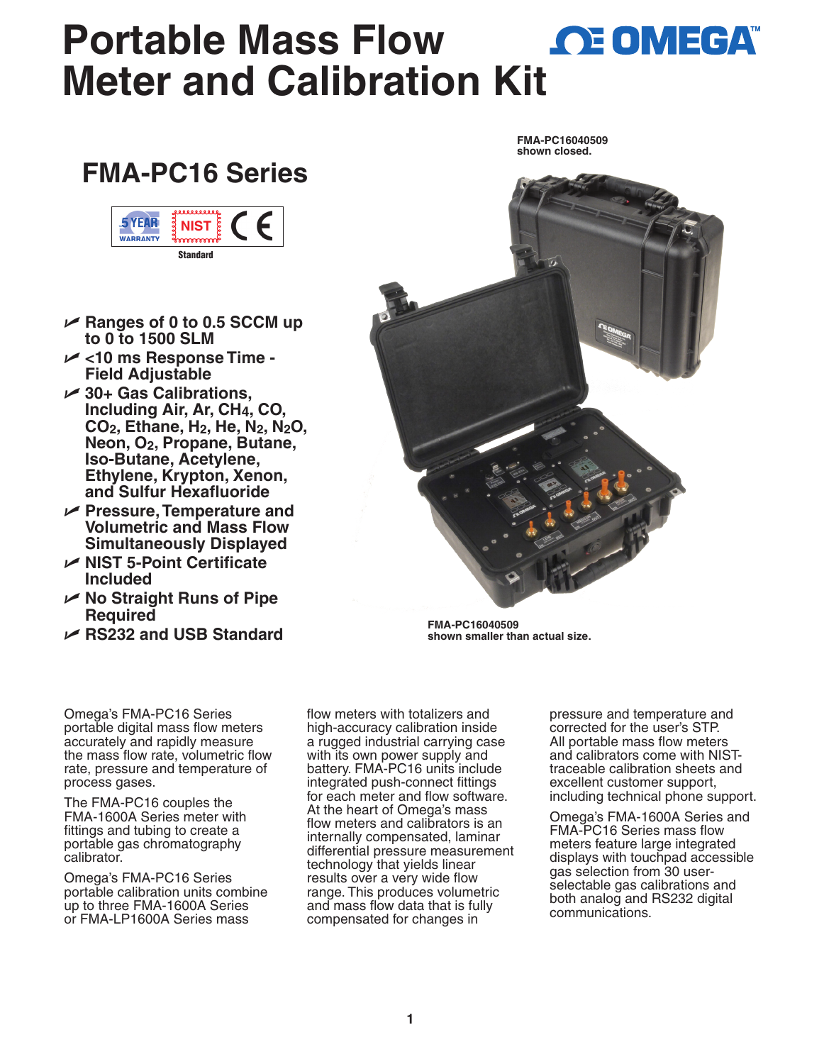# Portable Mass Flow Meter and Calibration Kit

## FMA-PC16 Series

5 YEAR WARRANTY | NIST Standard | CE

- Ranges of 0 to 0.5 SCCM up to 0 to 1500 SLM
- <10 ms Response Time - Field Adjustable
- 30+ Gas Calibrations, Including Air, Ar, $CH_4$, CO, $CO_2$, Ethane, $H_2$, He, $N_2$, $N_2O$, Neon, $O_2$, Propane, Butane, Iso-Butane, Acetylene, Ethylene, Krypton, Xenon, and Sulfur Hexafluoride
- Pressure, Temperature and Volumetric and Mass Flow Simultaneously Displayed
- NIST 5-Point Certificate Included
- No Straight Runs of Pipe Required
- RS232 and USB Standard

FMA-PC16040509 shown closed.

FMA-PC16040509 shown smaller than actual size.

Omega's FMA-PC16 Series portable digital mass flow meters accurately and rapidly measure the mass flow rate, volumetric flow rate, pressure and temperature of process gases.

The FMA-PC16 couples the FMA-1600A Series meter with fittings and tubing to create a portable gas chromatography calibrator.

Omega's FMA-PC16 Series portable calibration units combine up to three FMA-1600A Series or FMA-LP1600A Series mass flow meters with totalizers and high-accuracy calibration inside a rugged industrial carrying case with its own power supply and battery. FMA-PC16 units include integrated push-connect fittings for each meter and flow software. At the heart of Omega's mass flow meters and calibrators is an internally compensated, laminar differential pressure measurement technology that yields linear results over a very wide flow range. This produces volumetric and mass flow data that is fully compensated for changes in pressure and temperature and corrected for the user's STP. All portable mass flow meters and calibrators come with NIST-traceable calibration sheets and excellent customer support, including technical phone support.

Omega's FMA-1600A Series and FMA-PC16 Series mass flow meters feature large integrated displays with touchpad accessible gas selection from 30 user-selectable gas calibrations and both analog and RS232 digital communications.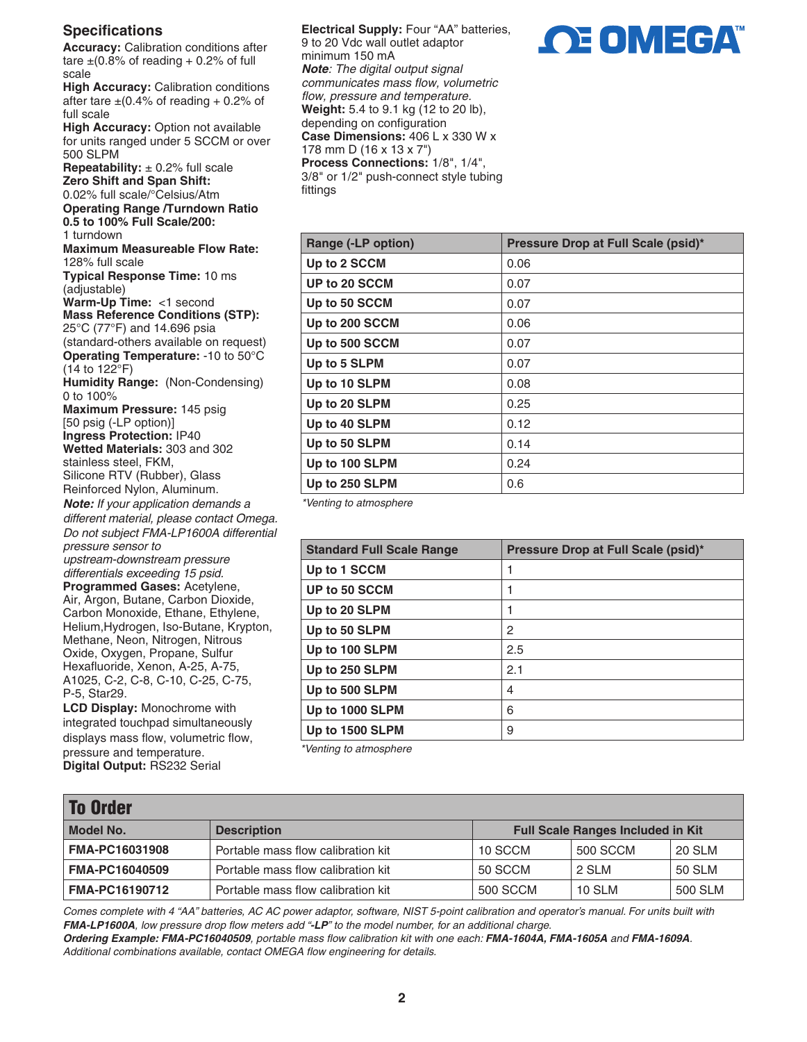## Specifications

**Accuracy:** Calibration conditions after tare ±(0.8% of reading + 0.2% of full scale

**High Accuracy:** Calibration conditions after tare ±(0.4% of reading + 0.2% of full scale

**High Accuracy:** Option not available for units ranged under 5 SCCM or over 500 SLPM

**Repeatability:** ± 0.2% full scale

**Zero Shift and Span Shift:** 0.02% full scale/°Celsius/Atm

**Operating Range /Turndown Ratio 0.5 to 100% Full Scale/200:** 1 turndown

**Maximum Measureable Flow Rate:** 128% full scale

**Typical Response Time:** 10 ms (adjustable)

**Warm-Up Time:** <1 second

**Mass Reference Conditions (STP):** 25°C (77°F) and 14.696 psia (standard-others available on request)

**Operating Temperature:** -10 to 50°C (14 to 122°F)

**Humidity Range:** (Non-Condensing) 0 to 100%

**Maximum Pressure:** 145 psig [50 psig (-LP option)]

**Ingress Protection:** IP40

**Wetted Materials:** 303 and 302 stainless steel, FKM, Silicone RTV (Rubber), Glass Reinforced Nylon, Aluminum.

***Note:*** *If your application demands a different material, please contact Omega. Do not subject FMA-LP1600A differential pressure sensor to upstream-downstream pressure differentials exceeding 15 psid.*

**Programmed Gases:** Acetylene, Air, Argon, Butane, Carbon Dioxide, Carbon Monoxide, Ethane, Ethylene, Helium,Hydrogen, Iso-Butane, Krypton, Methane, Neon, Nitrogen, Nitrous Oxide, Oxygen, Propane, Sulfur Hexafluoride, Xenon, A-25, A-75, A1025, C-2, C-8, C-10, C-25, C-75, P-5, Star29.

**LCD Display:** Monochrome with integrated touchpad simultaneously displays mass flow, volumetric flow, pressure and temperature.

**Digital Output:** RS232 Serial

**Electrical Supply:** Four "AA" batteries, 9 to 20 Vdc wall outlet adaptor minimum 150 mA

***Note****: The digital output signal communicates mass flow, volumetric flow, pressure and temperature.*

**Weight:** 5.4 to 9.1 kg (12 to 20 lb), depending on configuration

**Case Dimensions:** 406 L x 330 W x 178 mm D (16 x 13 x 7")

**Process Connections:** 1/8", 1/4", 3/8" or 1/2" push-connect style tubing fittings

| Range (-LP option) | Pressure Drop at Full Scale (psid)* |
|---|---|
| Up to 2 SCCM | 0.06 |
| UP to 20 SCCM | 0.07 |
| Up to 50 SCCM | 0.07 |
| Up to 200 SCCM | 0.06 |
| Up to 500 SCCM | 0.07 |
| Up to 5 SLPM | 0.07 |
| Up to 10 SLPM | 0.08 |
| Up to 20 SLPM | 0.25 |
| Up to 40 SLPM | 0.12 |
| Up to 50 SLPM | 0.14 |
| Up to 100 SLPM | 0.24 |
| Up to 250 SLPM | 0.6 |

*\*Venting to atmosphere*

| Standard Full Scale Range | Pressure Drop at Full Scale (psid)* |
|---|---|
| Up to 1 SCCM | 1 |
| UP to 50 SCCM | 1 |
| Up to 20 SLPM | 1 |
| Up to 50 SLPM | 2 |
| Up to 100 SLPM | 2.5 |
| Up to 250 SLPM | 2.1 |
| Up to 500 SLPM | 4 |
| Up to 1000 SLPM | 6 |
| Up to 1500 SLPM | 9 |

*\*Venting to atmosphere*

## To Order

| Model No. | Description | Full Scale Ranges Included in Kit | | |
|---|---|---|---|---|
| **FMA-PC16031908** | Portable mass flow calibration kit | 10 SCCM | 500 SCCM | 20 SLM |
| **FMA-PC16040509** | Portable mass flow calibration kit | 50 SCCM | 2 SLM | 50 SLM |
| **FMA-PC16190712** | Portable mass flow calibration kit | 500 SCCM | 10 SLM | 500 SLM |

*Comes complete with 4 "AA" batteries, AC AC power adaptor, software, NIST 5-point calibration and operator's manual. For units built with* ***FMA-LP1600A****, low pressure drop flow meters add "****-LP****" to the model number, for an additional charge.*

***Ordering Example: FMA-PC16040509****, portable mass flow calibration kit with one each:* ***FMA-1604A, FMA-1605A*** *and* ***FMA-1609A****.*

*Additional combinations available, contact OMEGA flow engineering for details.*